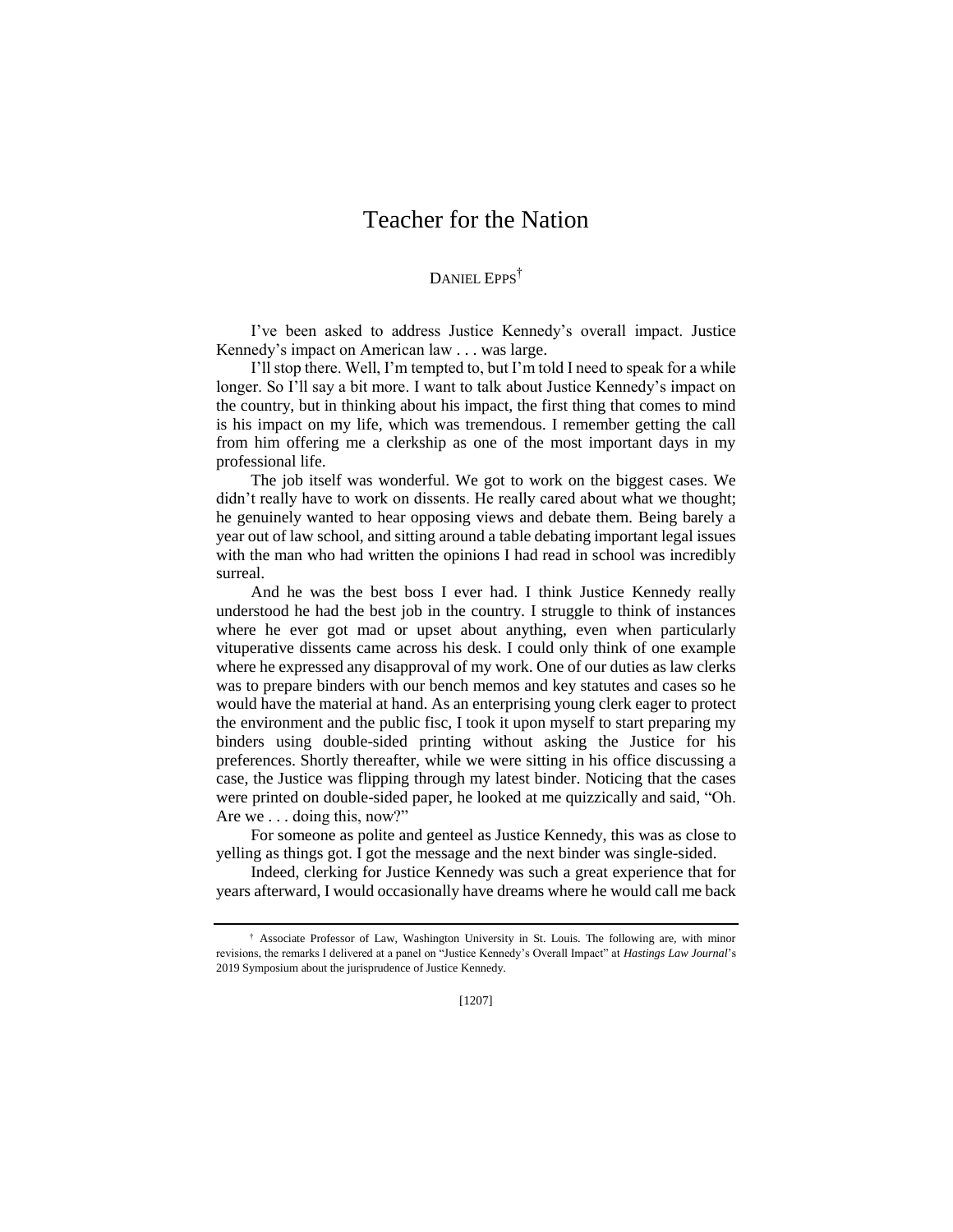# Teacher for the Nation

DANIEL EPPS[†]

I've been asked to address Justice Kennedy's overall impact. Justice Kennedy's impact on American law . . . was large.

I'll stop there. Well, I'm tempted to, but I'm told I need to speak for a while longer. So I'll say a bit more. I want to talk about Justice Kennedy's impact on the country, but in thinking about his impact, the first thing that comes to mind is his impact on my life, which was tremendous. I remember getting the call from him offering me a clerkship as one of the most important days in my professional life.

The job itself was wonderful. We got to work on the biggest cases. We didn't really have to work on dissents. He really cared about what we thought; he genuinely wanted to hear opposing views and debate them. Being barely a year out of law school, and sitting around a table debating important legal issues with the man who had written the opinions I had read in school was incredibly surreal.

And he was the best boss I ever had. I think Justice Kennedy really understood he had the best job in the country. I struggle to think of instances where he ever got mad or upset about anything, even when particularly vituperative dissents came across his desk. I could only think of one example where he expressed any disapproval of my work. One of our duties as law clerks was to prepare binders with our bench memos and key statutes and cases so he would have the material at hand. As an enterprising young clerk eager to protect the environment and the public fisc, I took it upon myself to start preparing my binders using double-sided printing without asking the Justice for his preferences. Shortly thereafter, while we were sitting in his office discussing a case, the Justice was flipping through my latest binder. Noticing that the cases were printed on double-sided paper, he looked at me quizzically and said, "Oh. Are we . . . doing this, now?"

For someone as polite and genteel as Justice Kennedy, this was as close to yelling as things got. I got the message and the next binder was single-sided.

Indeed, clerking for Justice Kennedy was such a great experience that for years afterward, I would occasionally have dreams where he would call me back

---

[†] Associate Professor of Law, Washington University in St. Louis. The following are, with minor revisions, the remarks I delivered at a panel on "Justice Kennedy's Overall Impact" at *Hastings Law Journal*'s 2019 Symposium about the jurisprudence of Justice Kennedy.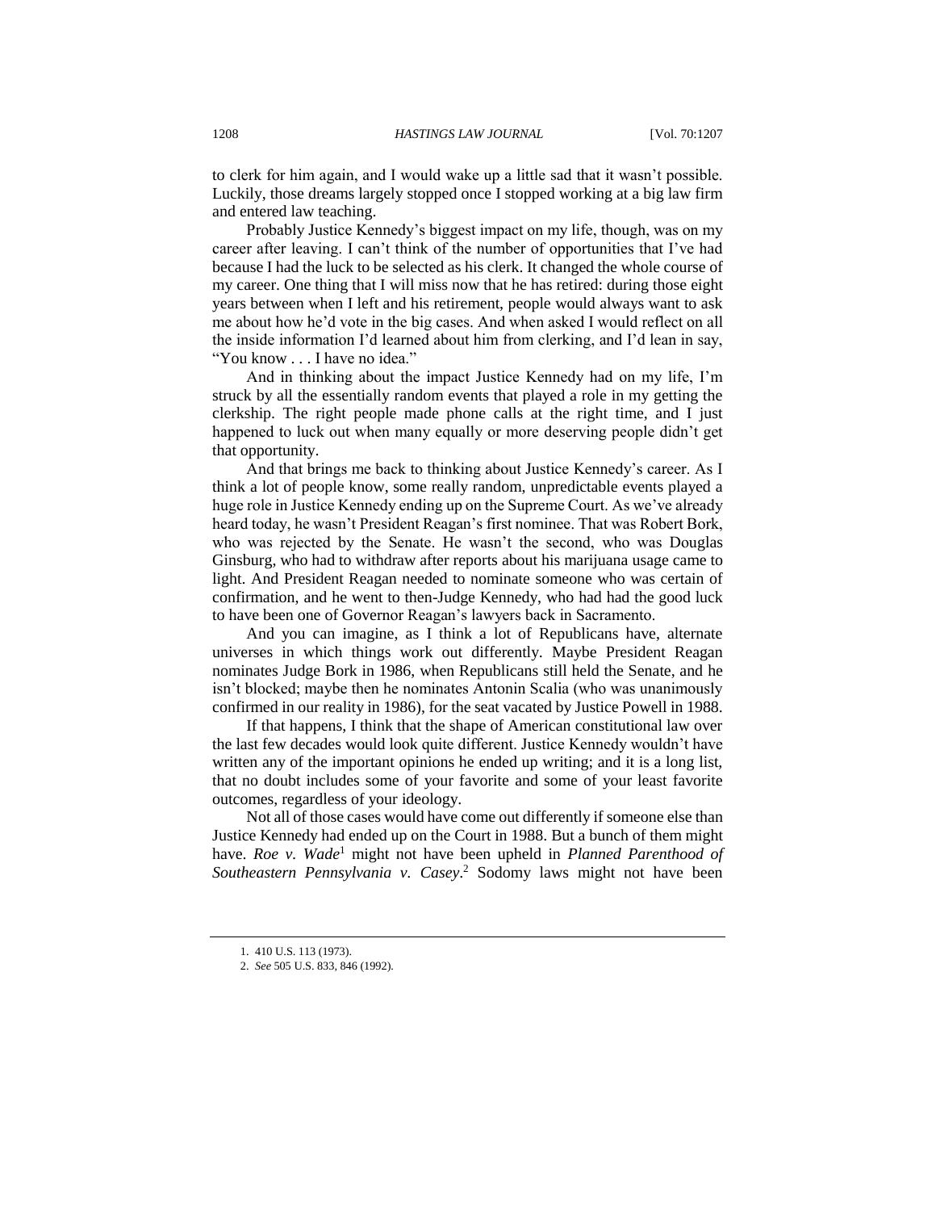to clerk for him again, and I would wake up a little sad that it wasn't possible. Luckily, those dreams largely stopped once I stopped working at a big law firm and entered law teaching.

Probably Justice Kennedy's biggest impact on my life, though, was on my career after leaving. I can't think of the number of opportunities that I've had because I had the luck to be selected as his clerk. It changed the whole course of my career. One thing that I will miss now that he has retired: during those eight years between when I left and his retirement, people would always want to ask me about how he'd vote in the big cases. And when asked I would reflect on all the inside information I'd learned about him from clerking, and I'd lean in say, "You know . . . I have no idea."

And in thinking about the impact Justice Kennedy had on my life, I'm struck by all the essentially random events that played a role in my getting the clerkship. The right people made phone calls at the right time, and I just happened to luck out when many equally or more deserving people didn't get that opportunity.

And that brings me back to thinking about Justice Kennedy's career. As I think a lot of people know, some really random, unpredictable events played a huge role in Justice Kennedy ending up on the Supreme Court. As we've already heard today, he wasn't President Reagan's first nominee. That was Robert Bork, who was rejected by the Senate. He wasn't the second, who was Douglas Ginsburg, who had to withdraw after reports about his marijuana usage came to light. And President Reagan needed to nominate someone who was certain of confirmation, and he went to then-Judge Kennedy, who had had the good luck to have been one of Governor Reagan's lawyers back in Sacramento.

And you can imagine, as I think a lot of Republicans have, alternate universes in which things work out differently. Maybe President Reagan nominates Judge Bork in 1986, when Republicans still held the Senate, and he isn't blocked; maybe then he nominates Antonin Scalia (who was unanimously confirmed in our reality in 1986), for the seat vacated by Justice Powell in 1988.

If that happens, I think that the shape of American constitutional law over the last few decades would look quite different. Justice Kennedy wouldn't have written any of the important opinions he ended up writing; and it is a long list, that no doubt includes some of your favorite and some of your least favorite outcomes, regardless of your ideology.

Not all of those cases would have come out differently if someone else than Justice Kennedy had ended up on the Court in 1988. But a bunch of them might have. *Roe v. Wade*[1] might not have been upheld in *Planned Parenthood of Southeastern Pennsylvania v. Casey*.[2] Sodomy laws might not have been

1. 410 U.S. 113 (1973).

2. *See* 505 U.S. 833, 846 (1992).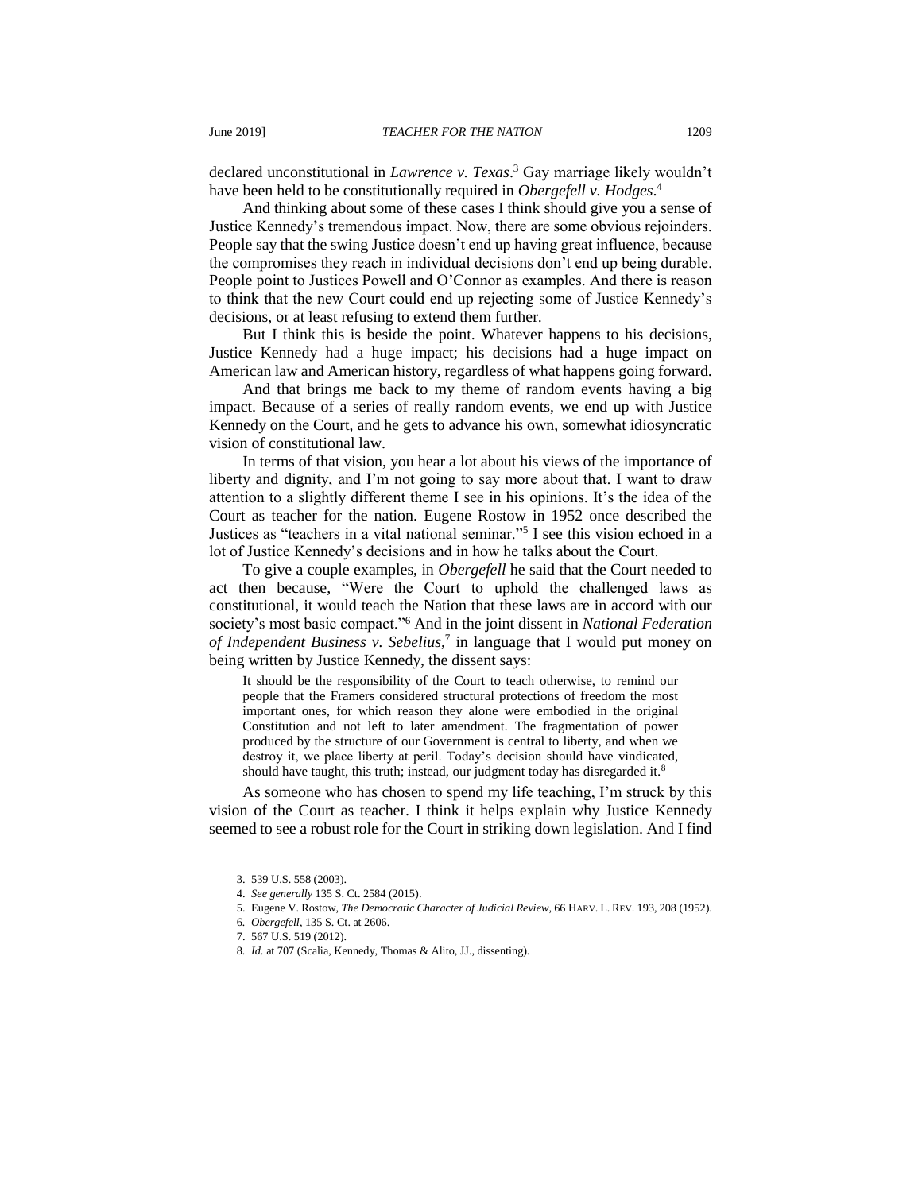declared unconstitutional in *Lawrence v. Texas*.[3] Gay marriage likely wouldn't have been held to be constitutionally required in *Obergefell v. Hodges*.[4]

And thinking about some of these cases I think should give you a sense of Justice Kennedy's tremendous impact. Now, there are some obvious rejoinders. People say that the swing Justice doesn't end up having great influence, because the compromises they reach in individual decisions don't end up being durable. People point to Justices Powell and O'Connor as examples. And there is reason to think that the new Court could end up rejecting some of Justice Kennedy's decisions, or at least refusing to extend them further.

But I think this is beside the point. Whatever happens to his decisions, Justice Kennedy had a huge impact; his decisions had a huge impact on American law and American history, regardless of what happens going forward.

And that brings me back to my theme of random events having a big impact. Because of a series of really random events, we end up with Justice Kennedy on the Court, and he gets to advance his own, somewhat idiosyncratic vision of constitutional law.

In terms of that vision, you hear a lot about his views of the importance of liberty and dignity, and I'm not going to say more about that. I want to draw attention to a slightly different theme I see in his opinions. It's the idea of the Court as teacher for the nation. Eugene Rostow in 1952 once described the Justices as "teachers in a vital national seminar."[5] I see this vision echoed in a lot of Justice Kennedy's decisions and in how he talks about the Court.

To give a couple examples, in *Obergefell* he said that the Court needed to act then because, "Were the Court to uphold the challenged laws as constitutional, it would teach the Nation that these laws are in accord with our society's most basic compact."[6] And in the joint dissent in *National Federation of Independent Business v. Sebelius*,[7] in language that I would put money on being written by Justice Kennedy, the dissent says:

> It should be the responsibility of the Court to teach otherwise, to remind our people that the Framers considered structural protections of freedom the most important ones, for which reason they alone were embodied in the original Constitution and not left to later amendment. The fragmentation of power produced by the structure of our Government is central to liberty, and when we destroy it, we place liberty at peril. Today's decision should have vindicated, should have taught, this truth; instead, our judgment today has disregarded it.[8]

As someone who has chosen to spend my life teaching, I'm struck by this vision of the Court as teacher. I think it helps explain why Justice Kennedy seemed to see a robust role for the Court in striking down legislation. And I find

---

3. 539 U.S. 558 (2003).

4. *See generally* 135 S. Ct. 2584 (2015).

5. Eugene V. Rostow, *The Democratic Character of Judicial Review*, 66 HARV. L. REV. 193, 208 (1952).

6. *Obergefell*, 135 S. Ct. at 2606.

7. 567 U.S. 519 (2012).

8. *Id.* at 707 (Scalia, Kennedy, Thomas & Alito, JJ., dissenting).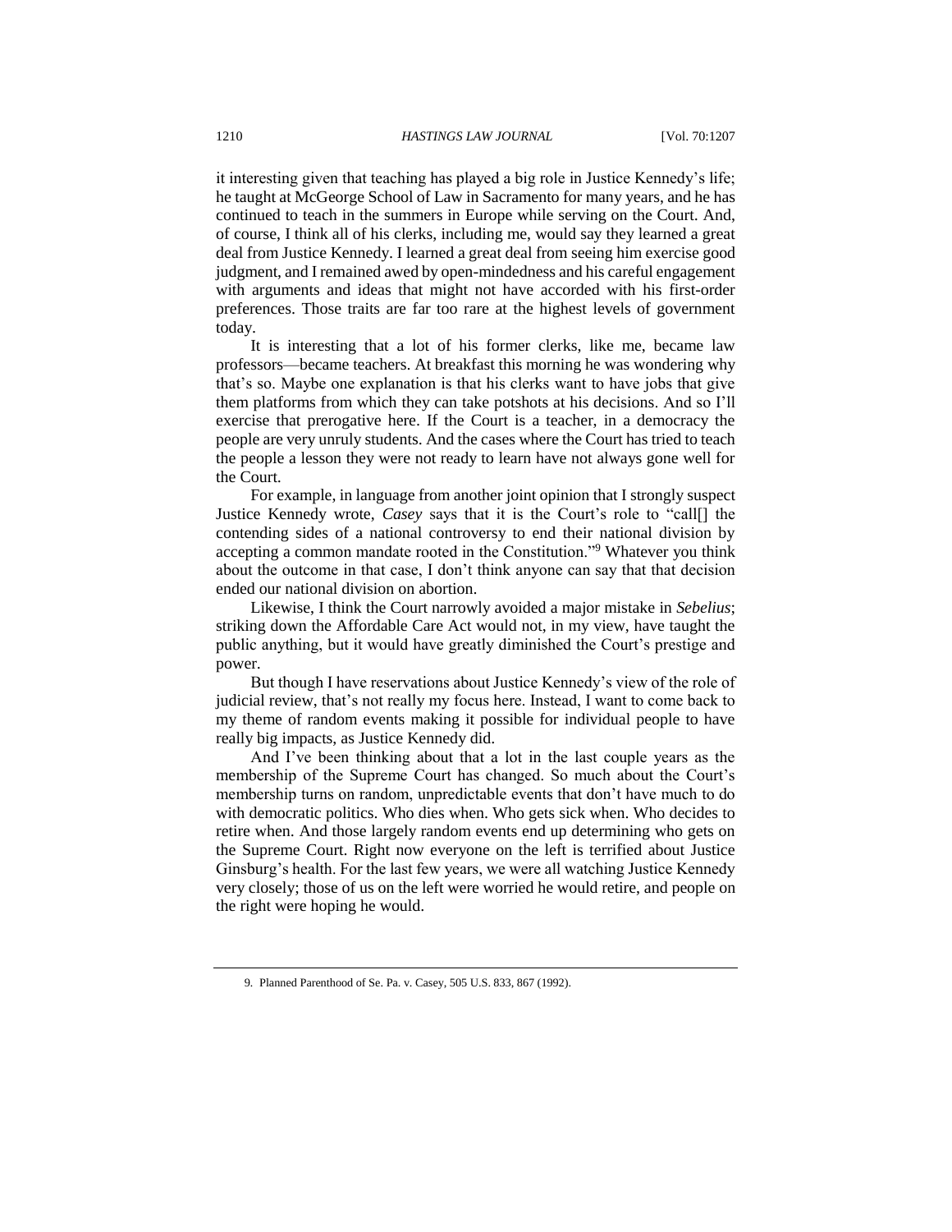it interesting given that teaching has played a big role in Justice Kennedy's life; he taught at McGeorge School of Law in Sacramento for many years, and he has continued to teach in the summers in Europe while serving on the Court. And, of course, I think all of his clerks, including me, would say they learned a great deal from Justice Kennedy. I learned a great deal from seeing him exercise good judgment, and I remained awed by open-mindedness and his careful engagement with arguments and ideas that might not have accorded with his first-order preferences. Those traits are far too rare at the highest levels of government today.

It is interesting that a lot of his former clerks, like me, became law professors—became teachers. At breakfast this morning he was wondering why that's so. Maybe one explanation is that his clerks want to have jobs that give them platforms from which they can take potshots at his decisions. And so I'll exercise that prerogative here. If the Court is a teacher, in a democracy the people are very unruly students. And the cases where the Court has tried to teach the people a lesson they were not ready to learn have not always gone well for the Court.

For example, in language from another joint opinion that I strongly suspect Justice Kennedy wrote, *Casey* says that it is the Court's role to "call[] the contending sides of a national controversy to end their national division by accepting a common mandate rooted in the Constitution."[9] Whatever you think about the outcome in that case, I don't think anyone can say that that decision ended our national division on abortion.

Likewise, I think the Court narrowly avoided a major mistake in *Sebelius*; striking down the Affordable Care Act would not, in my view, have taught the public anything, but it would have greatly diminished the Court's prestige and power.

But though I have reservations about Justice Kennedy's view of the role of judicial review, that's not really my focus here. Instead, I want to come back to my theme of random events making it possible for individual people to have really big impacts, as Justice Kennedy did.

And I've been thinking about that a lot in the last couple years as the membership of the Supreme Court has changed. So much about the Court's membership turns on random, unpredictable events that don't have much to do with democratic politics. Who dies when. Who gets sick when. Who decides to retire when. And those largely random events end up determining who gets on the Supreme Court. Right now everyone on the left is terrified about Justice Ginsburg's health. For the last few years, we were all watching Justice Kennedy very closely; those of us on the left were worried he would retire, and people on the right were hoping he would.

9. Planned Parenthood of Se. Pa. v. Casey, 505 U.S. 833, 867 (1992).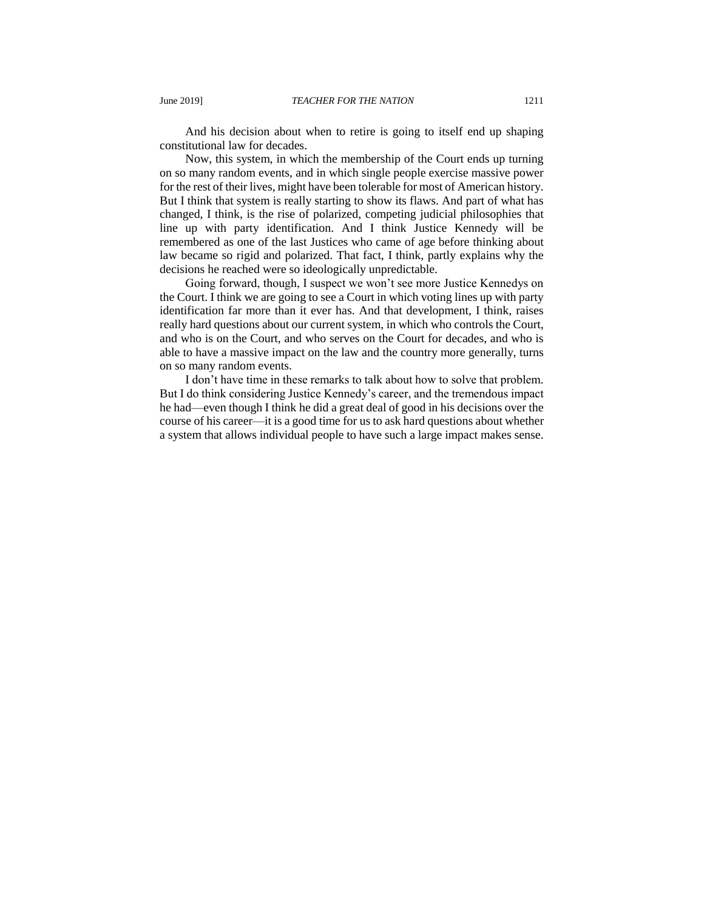And his decision about when to retire is going to itself end up shaping constitutional law for decades.

Now, this system, in which the membership of the Court ends up turning on so many random events, and in which single people exercise massive power for the rest of their lives, might have been tolerable for most of American history. But I think that system is really starting to show its flaws. And part of what has changed, I think, is the rise of polarized, competing judicial philosophies that line up with party identification. And I think Justice Kennedy will be remembered as one of the last Justices who came of age before thinking about law became so rigid and polarized. That fact, I think, partly explains why the decisions he reached were so ideologically unpredictable.

Going forward, though, I suspect we won't see more Justice Kennedys on the Court. I think we are going to see a Court in which voting lines up with party identification far more than it ever has. And that development, I think, raises really hard questions about our current system, in which who controls the Court, and who is on the Court, and who serves on the Court for decades, and who is able to have a massive impact on the law and the country more generally, turns on so many random events.

I don't have time in these remarks to talk about how to solve that problem. But I do think considering Justice Kennedy's career, and the tremendous impact he had—even though I think he did a great deal of good in his decisions over the course of his career—it is a good time for us to ask hard questions about whether a system that allows individual people to have such a large impact makes sense.